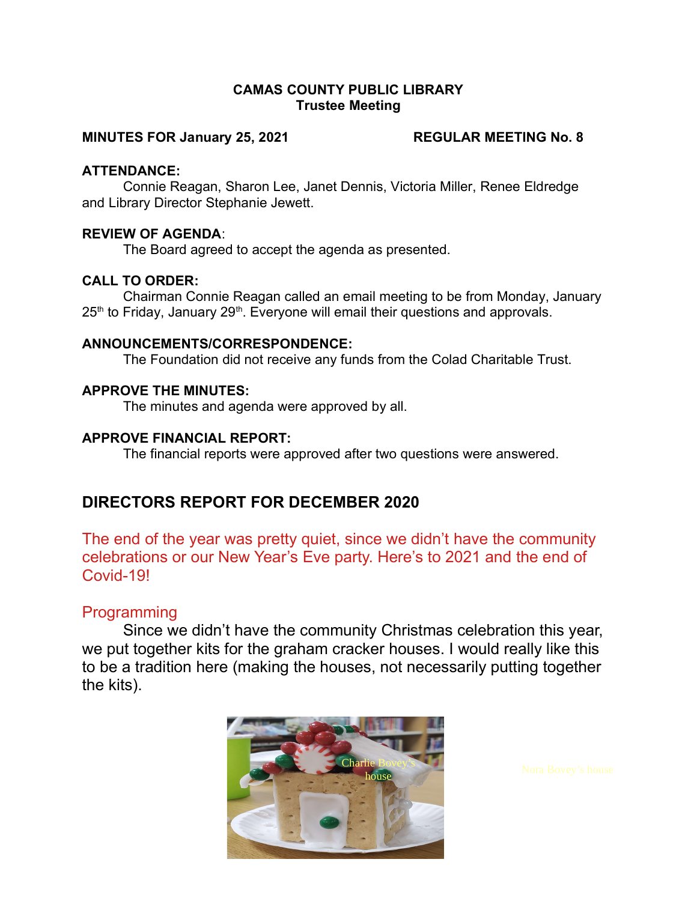**CAMAS COUNTY PUBLIC LIBRARY**
**Trustee Meeting**

**MINUTES FOR January 25, 2021** **REGULAR MEETING No. 8**

**ATTENDANCE:**
Connie Reagan, Sharon Lee, Janet Dennis, Victoria Miller, Renee Eldredge and Library Director Stephanie Jewett.

**REVIEW OF AGENDA**:
The Board agreed to accept the agenda as presented.

**CALL TO ORDER:**
Chairman Connie Reagan called an email meeting to be from Monday, January 25th to Friday, January 29th. Everyone will email their questions and approvals.

**ANNOUNCEMENTS/CORRESPONDENCE:**
The Foundation did not receive any funds from the Colad Charitable Trust.

**APPROVE THE MINUTES:**
The minutes and agenda were approved by all.

**APPROVE FINANCIAL REPORT:**
The financial reports were approved after two questions were answered.

## DIRECTORS REPORT FOR DECEMBER 2020

The end of the year was pretty quiet, since we didn't have the community celebrations or our New Year's Eve party. Here's to 2021 and the end of Covid-19!

### Programming

Since we didn't have the community Christmas celebration this year, we put together kits for the graham cracker houses. I would really like this to be a tradition here (making the houses, not necessarily putting together the kits).

Charlie Bovey's house

Nora Bovey's house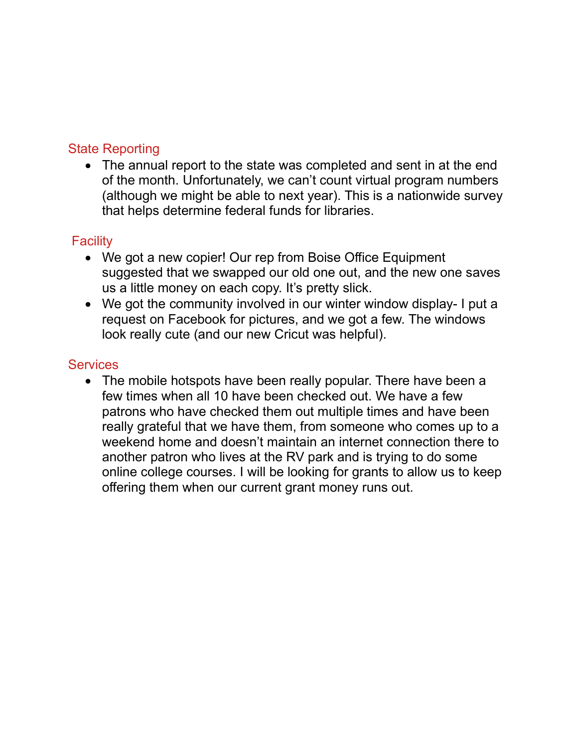## State Reporting

- The annual report to the state was completed and sent in at the end of the month. Unfortunately, we can't count virtual program numbers (although we might be able to next year). This is a nationwide survey that helps determine federal funds for libraries.

## Facility

- We got a new copier! Our rep from Boise Office Equipment suggested that we swapped our old one out, and the new one saves us a little money on each copy. It's pretty slick.
- We got the community involved in our winter window display- I put a request on Facebook for pictures, and we got a few. The windows look really cute (and our new Cricut was helpful).

## Services

- The mobile hotspots have been really popular. There have been a few times when all 10 have been checked out. We have a few patrons who have checked them out multiple times and have been really grateful that we have them, from someone who comes up to a weekend home and doesn't maintain an internet connection there to another patron who lives at the RV park and is trying to do some online college courses. I will be looking for grants to allow us to keep offering them when our current grant money runs out.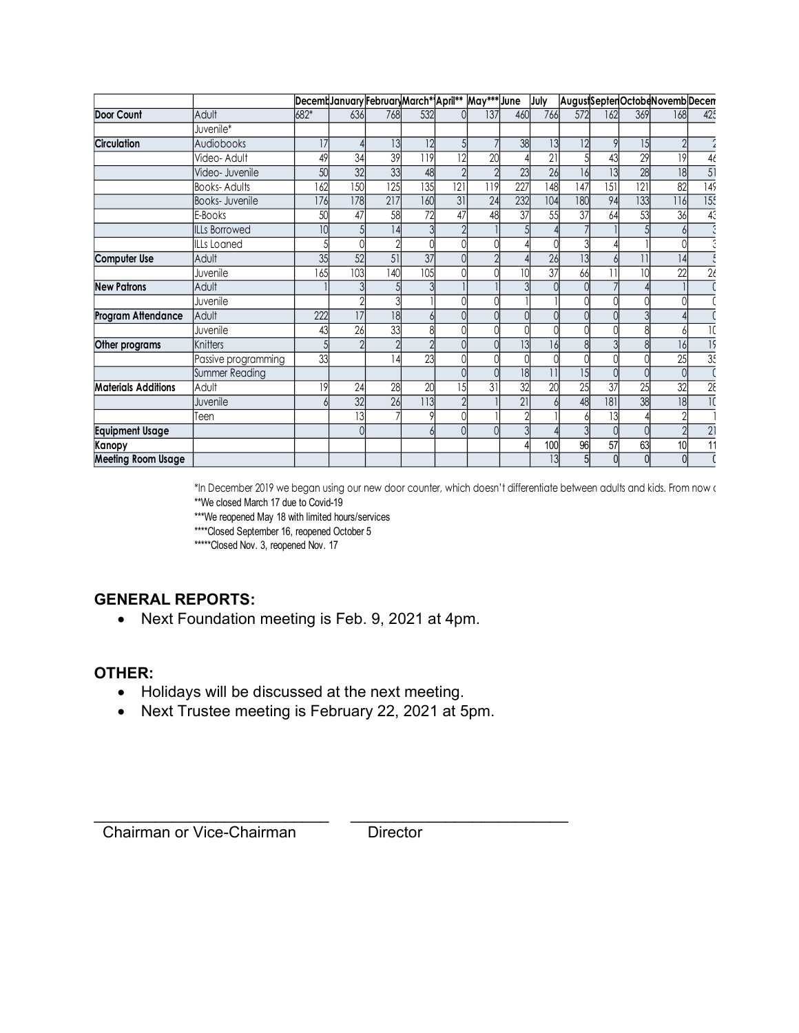| | | Decemb | January | February | March** | April** | May*** | June | July | August | Septem | October | Novemb | Decem |
|---|---|---|---|---|---|---|---|---|---|---|---|---|---|---|
| **Door Count** | Adult | 682* | 636 | 768 | 532 | 0 | 137 | 460 | 766 | 572 | 162 | 369 | 168 | 425 |
| | Juvenile* | | | | | | | | | | | | | |
| **Circulation** | Audiobooks | 17 | 4 | 13 | 12 | 5 | 7 | 38 | 13 | 12 | 9 | 15 | 2 | 2 |
| | Video- Adult | 49 | 34 | 39 | 119 | 12 | 20 | 4 | 21 | 5 | 43 | 29 | 19 | 46 |
| | Video- Juvenile | 50 | 32 | 33 | 48 | 2 | 2 | 23 | 26 | 16 | 13 | 28 | 18 | 51 |
| | Books- Adults | 162 | 150 | 125 | 135 | 121 | 119 | 227 | 148 | 147 | 151 | 121 | 82 | 149 |
| | Books- Juvenile | 176 | 178 | 217 | 160 | 31 | 24 | 232 | 104 | 180 | 94 | 133 | 116 | 155 |
| | E-Books | 50 | 47 | 58 | 72 | 47 | 48 | 37 | 55 | 37 | 64 | 53 | 36 | 43 |
| | ILLs Borrowed | 10 | 5 | 14 | 3 | 2 | 1 | 5 | 4 | 7 | 1 | 5 | 6 | 3 |
| | ILLs Loaned | 5 | 0 | 2 | 0 | 0 | 0 | 4 | 0 | 3 | 4 | 1 | 0 | 3 |
| **Computer Use** | Adult | 35 | 52 | 51 | 37 | 0 | 2 | 4 | 26 | 13 | 6 | 11 | 14 | 5 |
| | Juvenile | 165 | 103 | 140 | 105 | 0 | 0 | 10 | 37 | 66 | 11 | 10 | 22 | 26 |
| **New Patrons** | Adult | 1 | 3 | 5 | 3 | 1 | 1 | 3 | 0 | 0 | 7 | 4 | 1 | 0 |
| | Juvenile | | 2 | 3 | 1 | 0 | 0 | 1 | 1 | 0 | 0 | 0 | 0 | 0 |
| **Program Attendance** | Adult | 222 | 17 | 18 | 6 | 0 | 0 | 0 | 0 | 0 | 0 | 3 | 4 | 0 |
| | Juvenile | 43 | 26 | 33 | 8 | 0 | 0 | 0 | 0 | 0 | 0 | 8 | 6 | 10 |
| **Other programs** | Knitters | 5 | 2 | 2 | 2 | 0 | 0 | 13 | 16 | 8 | 3 | 8 | 16 | 19 |
| | Passive programming | 33 | | 14 | 23 | 0 | 0 | 0 | 0 | 0 | 0 | 0 | 25 | 35 |
| | Summer Reading | | | | | 0 | 0 | 18 | 11 | 15 | 0 | 0 | 0 | 0 |
| **Materials Additions** | Adult | 19 | 24 | 28 | 20 | 15 | 31 | 32 | 20 | 25 | 37 | 25 | 32 | 28 |
| | Juvenile | 6 | 32 | 26 | 113 | 2 | 1 | 21 | 6 | 48 | 181 | 38 | 18 | 10 |
| | Teen | | 13 | 7 | 9 | 0 | 1 | 2 | 1 | 6 | 13 | 4 | 2 | 1 |
| **Equipment Usage** | | | 0 | | 6 | 0 | 0 | 3 | 4 | 3 | 0 | 0 | 2 | 21 |
| **Kanopy** | | | | | | | | 4 | 100 | 96 | 57 | 63 | 10 | 11 |
| **Meeting Room Usage** | | | | | | | | | 13 | 5 | 0 | 0 | 0 | 0 |

*In December 2019 we began using our new door counter, which doesn't differentiate between adults and kids. From now o

**We closed March 17 due to Covid-19

***We reopened May 18 with limited hours/services

****Closed September 16, reopened October 5

*****Closed Nov. 3, reopened Nov. 17

## GENERAL REPORTS:

- Next Foundation meeting is Feb. 9, 2021 at 4pm.

## OTHER:

- Holidays will be discussed at the next meeting.
- Next Trustee meeting is February 22, 2021 at 5pm.

\_\_\_\_\_\_\_\_\_\_\_\_\_\_\_\_\_\_\_\_\_\_\_\_\_\_\_\_ \_\_\_\_\_\_\_\_\_\_\_\_\_\_\_\_\_\_\_\_\_\_\_\_\_\_

Chairman or Vice-Chairman Director